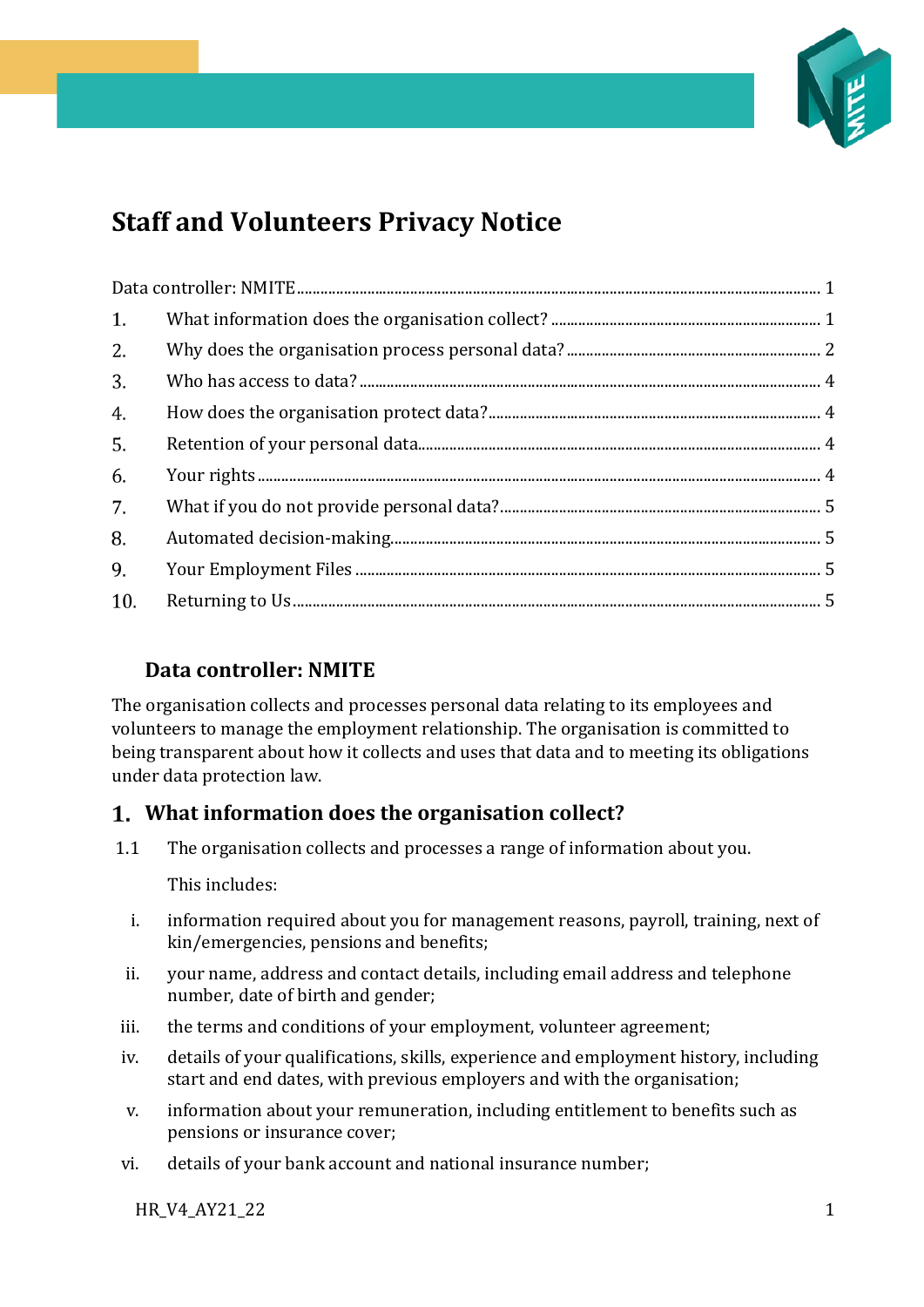# Staff and Volunteers Privacy Notice

Data controller: NMITE ........................................................................................................ 1

1. What information does the organisation collect? ........................................................ 1
2. Why does the organisation process personal data? ....................................................... 2
3. Who has access to data? ....................................................................................... 4
4. How does the organisation protect data? .................................................................. 4
5. Retention of your personal data ............................................................................. 4
6. Your rights ........................................................................................................ 4
7. What if you do not provide personal data? ................................................................ 5
8. Automated decision-making .................................................................................. 5
9. Your Employment Files ........................................................................................ 5
10. Returning to Us ................................................................................................ 5

## Data controller: NMITE

The organisation collects and processes personal data relating to its employees and volunteers to manage the employment relationship. The organisation is committed to being transparent about how it collects and uses that data and to meeting its obligations under data protection law.

## 1. What information does the organisation collect?

1.1 The organisation collects and processes a range of information about you.

This includes:

i. information required about you for management reasons, payroll, training, next of kin/emergencies, pensions and benefits;

ii. your name, address and contact details, including email address and telephone number, date of birth and gender;

iii. the terms and conditions of your employment, volunteer agreement;

iv. details of your qualifications, skills, experience and employment history, including start and end dates, with previous employers and with the organisation;

v. information about your remuneration, including entitlement to benefits such as pensions or insurance cover;

vi. details of your bank account and national insurance number;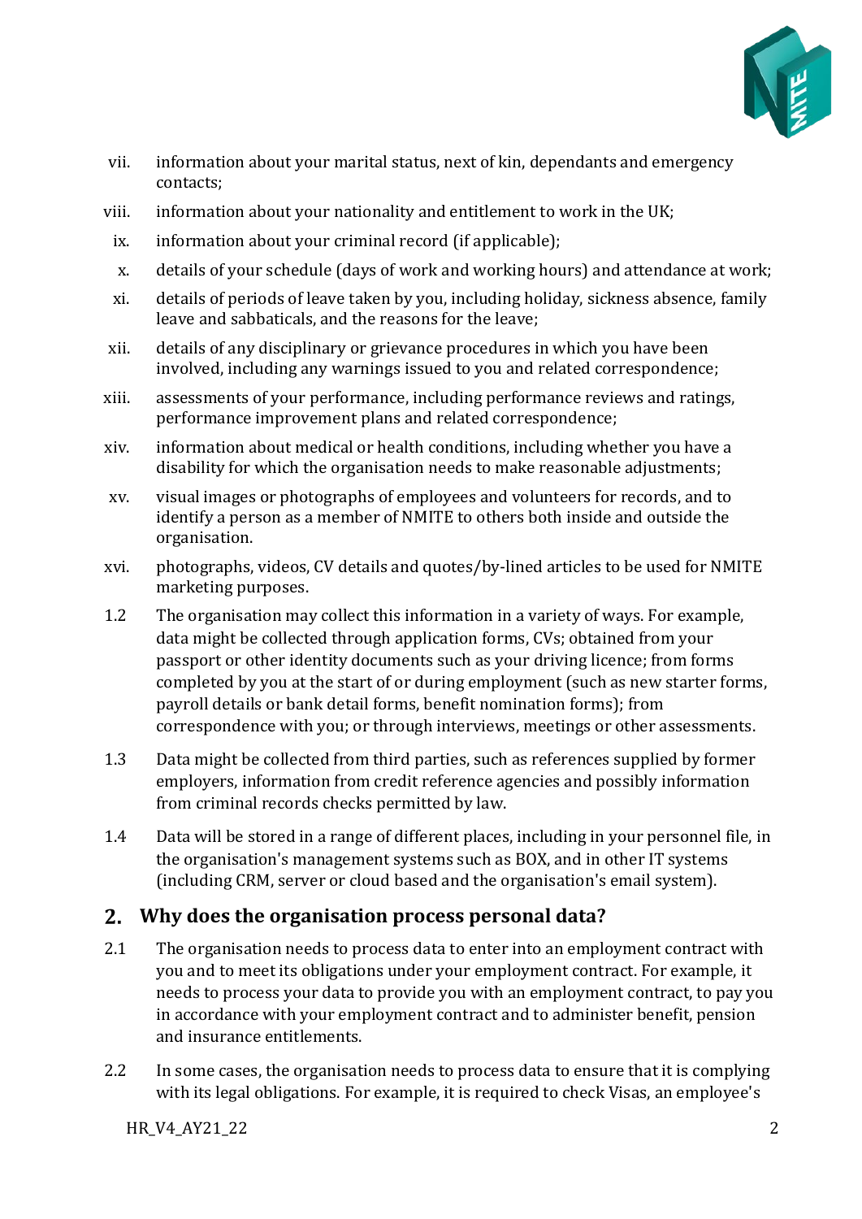vii. information about your marital status, next of kin, dependants and emergency contacts;

viii. information about your nationality and entitlement to work in the UK;

ix. information about your criminal record (if applicable);

x. details of your schedule (days of work and working hours) and attendance at work;

xi. details of periods of leave taken by you, including holiday, sickness absence, family leave and sabbaticals, and the reasons for the leave;

xii. details of any disciplinary or grievance procedures in which you have been involved, including any warnings issued to you and related correspondence;

xiii. assessments of your performance, including performance reviews and ratings, performance improvement plans and related correspondence;

xiv. information about medical or health conditions, including whether you have a disability for which the organisation needs to make reasonable adjustments;

xv. visual images or photographs of employees and volunteers for records, and to identify a person as a member of NMITE to others both inside and outside the organisation.

xvi. photographs, videos, CV details and quotes/by-lined articles to be used for NMITE marketing purposes.

1.2 The organisation may collect this information in a variety of ways. For example, data might be collected through application forms, CVs; obtained from your passport or other identity documents such as your driving licence; from forms completed by you at the start of or during employment (such as new starter forms, payroll details or bank detail forms, benefit nomination forms); from correspondence with you; or through interviews, meetings or other assessments.

1.3 Data might be collected from third parties, such as references supplied by former employers, information from credit reference agencies and possibly information from criminal records checks permitted by law.

1.4 Data will be stored in a range of different places, including in your personnel file, in the organisation's management systems such as BOX, and in other IT systems (including CRM, server or cloud based and the organisation's email system).

## 2. Why does the organisation process personal data?

2.1 The organisation needs to process data to enter into an employment contract with you and to meet its obligations under your employment contract. For example, it needs to process your data to provide you with an employment contract, to pay you in accordance with your employment contract and to administer benefit, pension and insurance entitlements.

2.2 In some cases, the organisation needs to process data to ensure that it is complying with its legal obligations. For example, it is required to check Visas, an employee's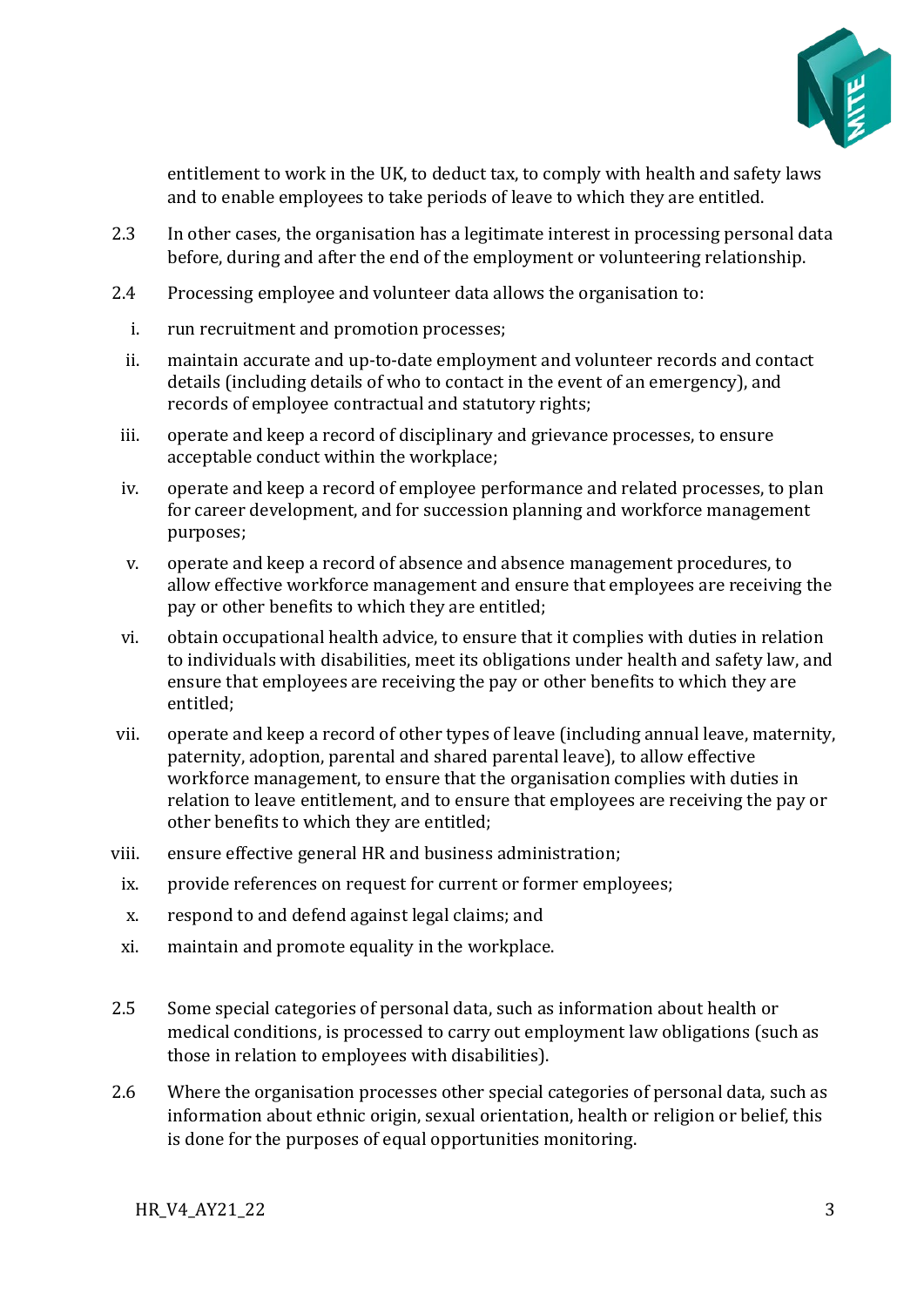entitlement to work in the UK, to deduct tax, to comply with health and safety laws and to enable employees to take periods of leave to which they are entitled.

2.3 In other cases, the organisation has a legitimate interest in processing personal data before, during and after the end of the employment or volunteering relationship.

2.4 Processing employee and volunteer data allows the organisation to:

i. run recruitment and promotion processes;

ii. maintain accurate and up-to-date employment and volunteer records and contact details (including details of who to contact in the event of an emergency), and records of employee contractual and statutory rights;

iii. operate and keep a record of disciplinary and grievance processes, to ensure acceptable conduct within the workplace;

iv. operate and keep a record of employee performance and related processes, to plan for career development, and for succession planning and workforce management purposes;

v. operate and keep a record of absence and absence management procedures, to allow effective workforce management and ensure that employees are receiving the pay or other benefits to which they are entitled;

vi. obtain occupational health advice, to ensure that it complies with duties in relation to individuals with disabilities, meet its obligations under health and safety law, and ensure that employees are receiving the pay or other benefits to which they are entitled;

vii. operate and keep a record of other types of leave (including annual leave, maternity, paternity, adoption, parental and shared parental leave), to allow effective workforce management, to ensure that the organisation complies with duties in relation to leave entitlement, and to ensure that employees are receiving the pay or other benefits to which they are entitled;

viii. ensure effective general HR and business administration;

ix. provide references on request for current or former employees;

x. respond to and defend against legal claims; and

xi. maintain and promote equality in the workplace.

2.5 Some special categories of personal data, such as information about health or medical conditions, is processed to carry out employment law obligations (such as those in relation to employees with disabilities).

2.6 Where the organisation processes other special categories of personal data, such as information about ethnic origin, sexual orientation, health or religion or belief, this is done for the purposes of equal opportunities monitoring.

HR_V4_AY21_22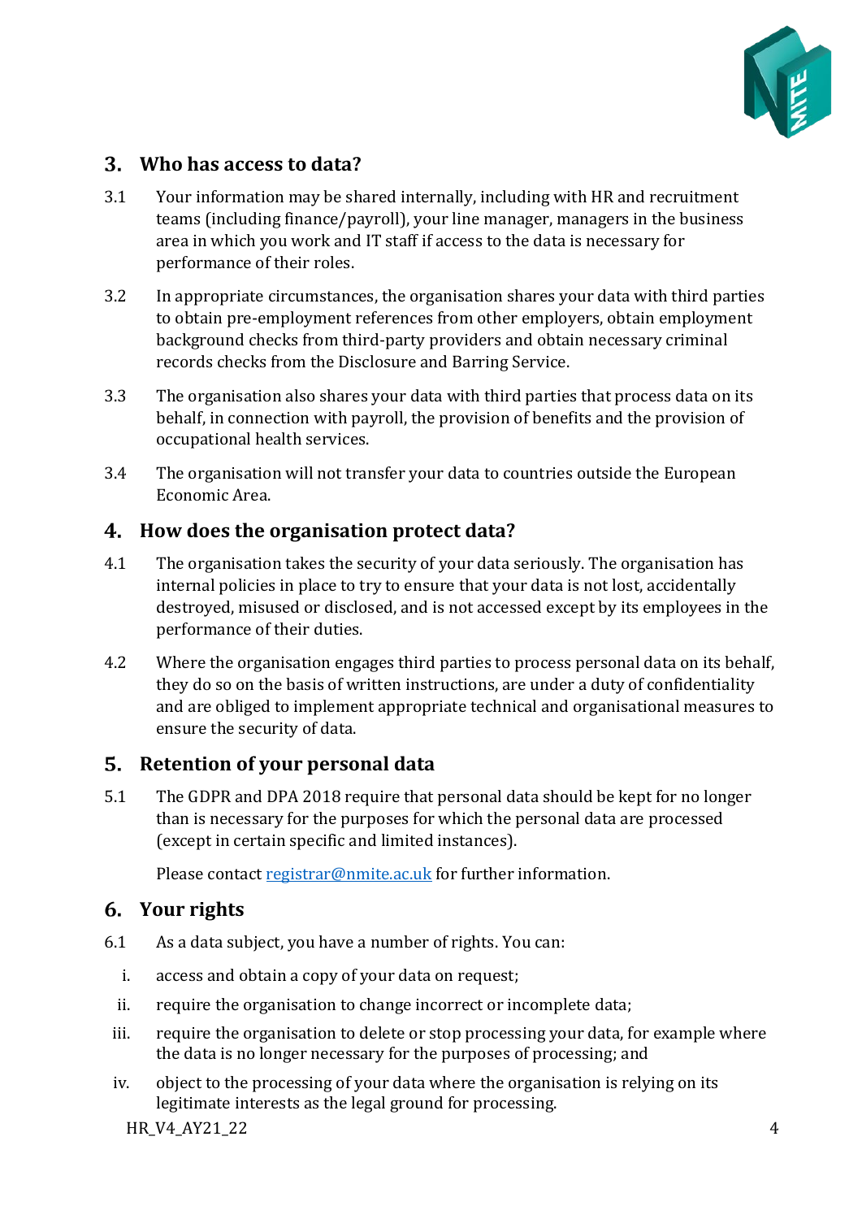## 3. Who has access to data?

3.1 Your information may be shared internally, including with HR and recruitment teams (including finance/payroll), your line manager, managers in the business area in which you work and IT staff if access to the data is necessary for performance of their roles.

3.2 In appropriate circumstances, the organisation shares your data with third parties to obtain pre-employment references from other employers, obtain employment background checks from third-party providers and obtain necessary criminal records checks from the Disclosure and Barring Service.

3.3 The organisation also shares your data with third parties that process data on its behalf, in connection with payroll, the provision of benefits and the provision of occupational health services.

3.4 The organisation will not transfer your data to countries outside the European Economic Area.

## 4. How does the organisation protect data?

4.1 The organisation takes the security of your data seriously. The organisation has internal policies in place to try to ensure that your data is not lost, accidentally destroyed, misused or disclosed, and is not accessed except by its employees in the performance of their duties.

4.2 Where the organisation engages third parties to process personal data on its behalf, they do so on the basis of written instructions, are under a duty of confidentiality and are obliged to implement appropriate technical and organisational measures to ensure the security of data.

## 5. Retention of your personal data

5.1 The GDPR and DPA 2018 require that personal data should be kept for no longer than is necessary for the purposes for which the personal data are processed (except in certain specific and limited instances).

Please contact registrar@nmite.ac.uk for further information.

## 6. Your rights

6.1 As a data subject, you have a number of rights. You can:

i. access and obtain a copy of your data on request;

ii. require the organisation to change incorrect or incomplete data;

iii. require the organisation to delete or stop processing your data, for example where the data is no longer necessary for the purposes of processing; and

iv. object to the processing of your data where the organisation is relying on its legitimate interests as the legal ground for processing.

HR_V4_AY21_22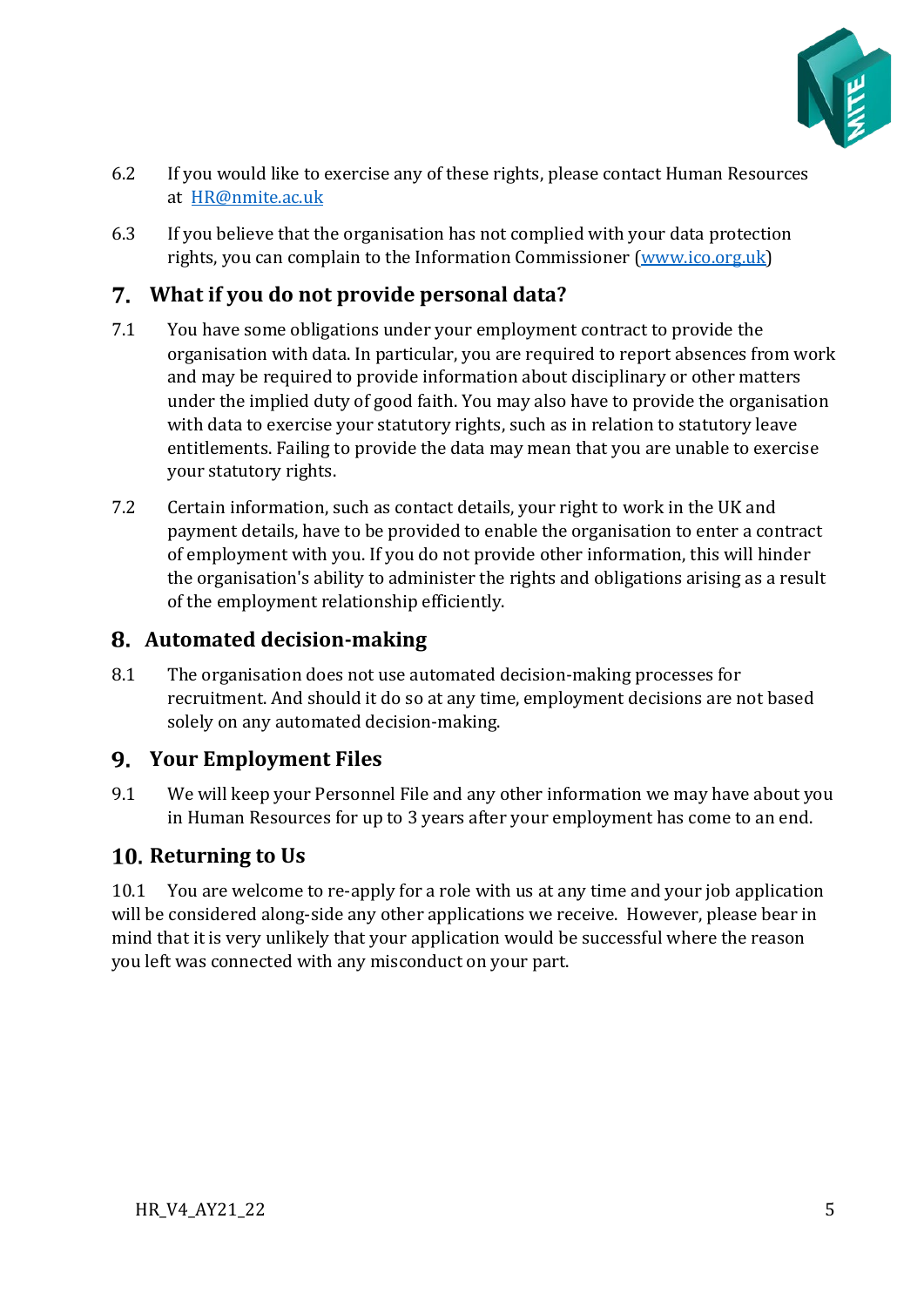6.2 If you would like to exercise any of these rights, please contact Human Resources at [HR@nmite.ac.uk](mailto:HR@nmite.ac.uk)

6.3 If you believe that the organisation has not complied with your data protection rights, you can complain to the Information Commissioner ([www.ico.org.uk](http://www.ico.org.uk))

## 7. What if you do not provide personal data?

7.1 You have some obligations under your employment contract to provide the organisation with data. In particular, you are required to report absences from work and may be required to provide information about disciplinary or other matters under the implied duty of good faith. You may also have to provide the organisation with data to exercise your statutory rights, such as in relation to statutory leave entitlements. Failing to provide the data may mean that you are unable to exercise your statutory rights.

7.2 Certain information, such as contact details, your right to work in the UK and payment details, have to be provided to enable the organisation to enter a contract of employment with you. If you do not provide other information, this will hinder the organisation's ability to administer the rights and obligations arising as a result of the employment relationship efficiently.

## 8. Automated decision-making

8.1 The organisation does not use automated decision-making processes for recruitment. And should it do so at any time, employment decisions are not based solely on any automated decision-making.

## 9. Your Employment Files

9.1 We will keep your Personnel File and any other information we may have about you in Human Resources for up to 3 years after your employment has come to an end.

## 10. Returning to Us

10.1 You are welcome to re-apply for a role with us at any time and your job application will be considered along-side any other applications we receive. However, please bear in mind that it is very unlikely that your application would be successful where the reason you left was connected with any misconduct on your part.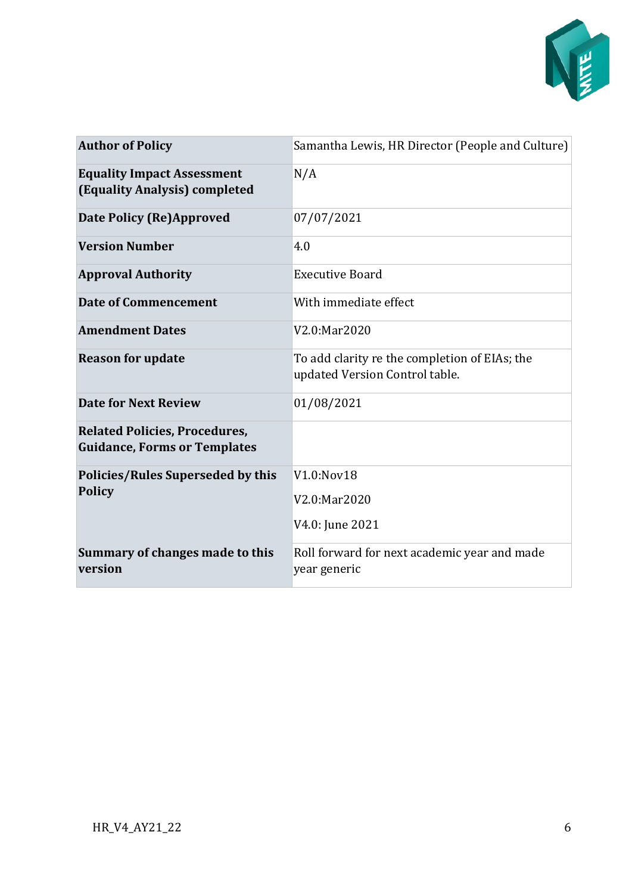| | |
|---|---|
| **Author of Policy** | Samantha Lewis, HR Director (People and Culture) |
| **Equality Impact Assessment (Equality Analysis) completed** | N/A |
| **Date Policy (Re)Approved** | 07/07/2021 |
| **Version Number** | 4.0 |
| **Approval Authority** | Executive Board |
| **Date of Commencement** | With immediate effect |
| **Amendment Dates** | V2.0:Mar2020 |
| **Reason for update** | To add clarity re the completion of EIAs; the updated Version Control table. |
| **Date for Next Review** | 01/08/2021 |
| **Related Policies, Procedures, Guidance, Forms or Templates** | |
| **Policies/Rules Superseded by this Policy** | V1.0:Nov18<br>V2.0:Mar2020<br>V4.0: June 2021 |
| **Summary of changes made to this version** | Roll forward for next academic year and made year generic |

HR_V4_AY21_22